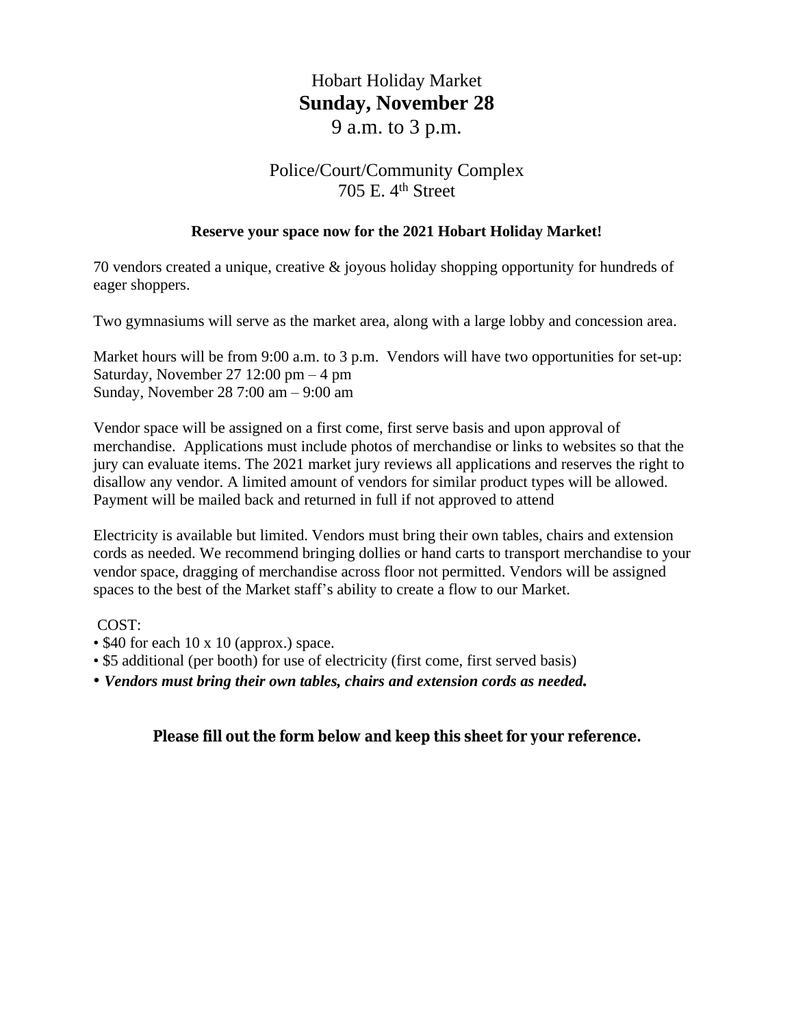# Hobart Holiday Market
# **Sunday, November 28**
# 9 a.m. to 3 p.m.

## Police/Court/Community Complex
## 705 E. 4th Street

**Reserve your space now for the 2021 Hobart Holiday Market!**

70 vendors created a unique, creative & joyous holiday shopping opportunity for hundreds of eager shoppers.

Two gymnasiums will serve as the market area, along with a large lobby and concession area.

Market hours will be from 9:00 a.m. to 3 p.m. Vendors will have two opportunities for set-up:
Saturday, November 27 12:00 pm – 4 pm
Sunday, November 28 7:00 am – 9:00 am

Vendor space will be assigned on a first come, first serve basis and upon approval of merchandise. Applications must include photos of merchandise or links to websites so that the jury can evaluate items. The 2021 market jury reviews all applications and reserves the right to disallow any vendor. A limited amount of vendors for similar product types will be allowed. Payment will be mailed back and returned in full if not approved to attend

Electricity is available but limited. Vendors must bring their own tables, chairs and extension cords as needed. We recommend bringing dollies or hand carts to transport merchandise to your vendor space, dragging of merchandise across floor not permitted. Vendors will be assigned spaces to the best of the Market staff's ability to create a flow to our Market.

COST:

- $40 for each 10 x 10 (approx.) space.
- $5 additional (per booth) for use of electricity (first come, first served basis)
- ***Vendors must bring their own tables, chairs and extension cords as needed.***

**Please fill out the form below and keep this sheet for your reference.**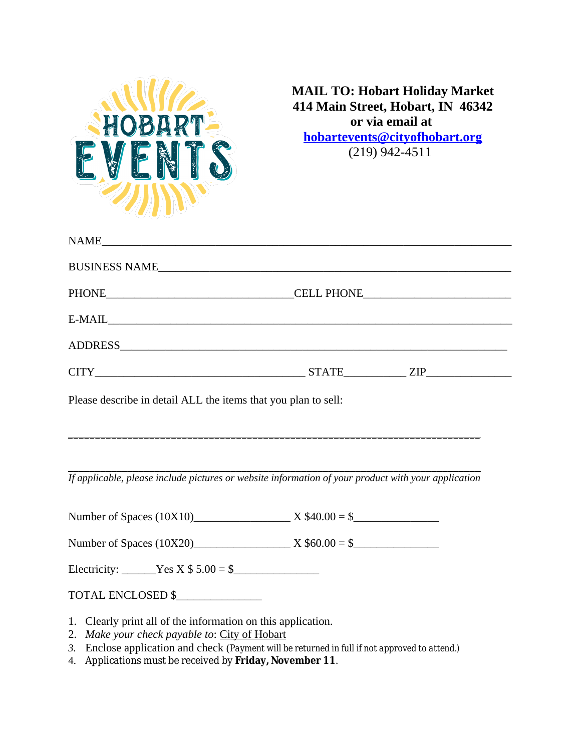HOBART EVENTS

**MAIL TO: Hobart Holiday Market**
**414 Main Street, Hobart, IN 46342**
**or via email at**
**hobartevents@cityofhobart.org**
(219) 942-4511

NAME___________________________________________________________________

BUSINESS NAME__________________________________________________________

PHONE________________________________CELL PHONE________________________

E-MAIL__________________________________________________________________

ADDRESS________________________________________________________________

CITY_____________________________________ STATE__________ ZIP______________

Please describe in detail ALL the items that you plan to sell:

___________________________________________________________________________

___________________________________________________________________________

*If applicable, please include pictures or website information of your product with your application*

Number of Spaces (10X10)________________ X $40.00 = $______________

Number of Spaces (10X20)________________ X $60.00 = $______________

Electricity: ______Yes X $ 5.00 = $______________

TOTAL ENCLOSED $______________

1. Clearly print all of the information on this application.
2. *Make your check payable to*: City of Hobart
3. Enclose application and check (Payment will be returned in full if not approved to attend.)
4. Applications must be received by **Friday, November 11**.